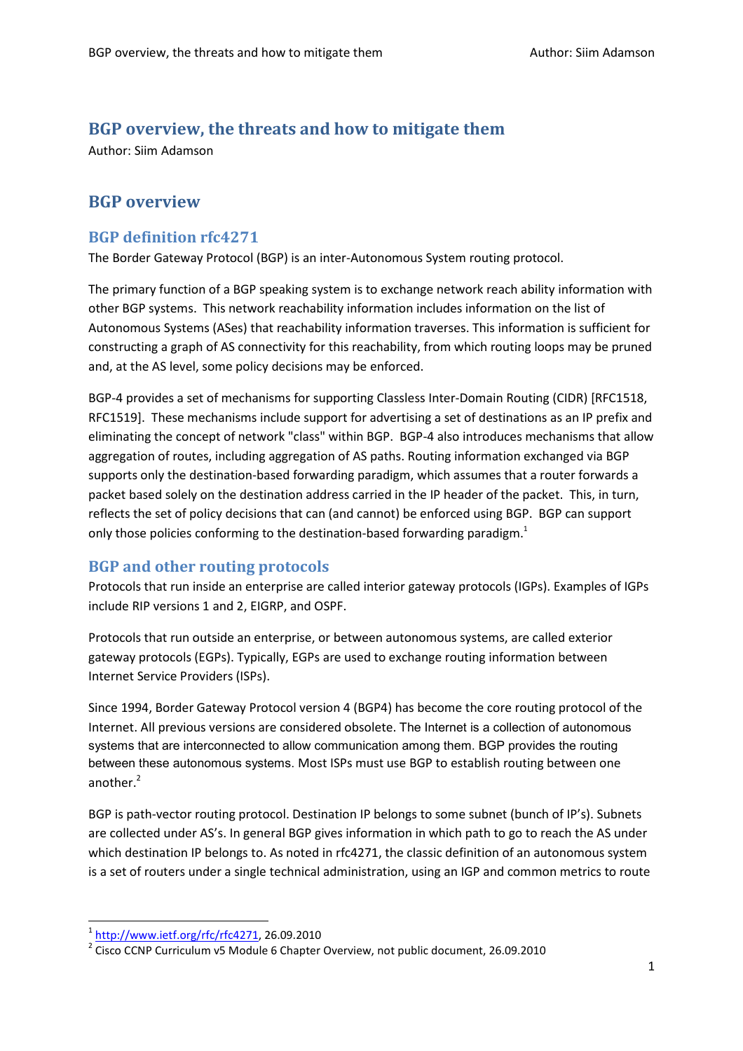# BGP overview, the threats and how to mitigate them

Author: Siim Adamson

## BGP overview

### BGP definition rfc4271

The Border Gateway Protocol (BGP) is an inter-Autonomous System routing protocol.

The primary function of a BGP speaking system is to exchange network reach ability information with other BGP systems. This network reachability information includes information on the list of Autonomous Systems (ASes) that reachability information traverses. This information is sufficient for constructing a graph of AS connectivity for this reachability, from which routing loops may be pruned and, at the AS level, some policy decisions may be enforced.

BGP-4 provides a set of mechanisms for supporting Classless Inter-Domain Routing (CIDR) [RFC1518, RFC1519]. These mechanisms include support for advertising a set of destinations as an IP prefix and eliminating the concept of network "class" within BGP. BGP-4 also introduces mechanisms that allow aggregation of routes, including aggregation of AS paths. Routing information exchanged via BGP supports only the destination-based forwarding paradigm, which assumes that a router forwards a packet based solely on the destination address carried in the IP header of the packet. This, in turn, reflects the set of policy decisions that can (and cannot) be enforced using BGP. BGP can support only those policies conforming to the destination-based forwarding paradigm.[1]

### BGP and other routing protocols

Protocols that run inside an enterprise are called interior gateway protocols (IGPs). Examples of IGPs include RIP versions 1 and 2, EIGRP, and OSPF.

Protocols that run outside an enterprise, or between autonomous systems, are called exterior gateway protocols (EGPs). Typically, EGPs are used to exchange routing information between Internet Service Providers (ISPs).

Since 1994, Border Gateway Protocol version 4 (BGP4) has become the core routing protocol of the Internet. All previous versions are considered obsolete. The Internet is a collection of autonomous systems that are interconnected to allow communication among them. BGP provides the routing between these autonomous systems. Most ISPs must use BGP to establish routing between one another.[2]

BGP is path-vector routing protocol. Destination IP belongs to some subnet (bunch of IP's). Subnets are collected under AS's. In general BGP gives information in which path to go to reach the AS under which destination IP belongs to. As noted in rfc4271, the classic definition of an autonomous system is a set of routers under a single technical administration, using an IGP and common metrics to route

---

[1] http://www.ietf.org/rfc/rfc4271, 26.09.2010

[2] Cisco CCNP Curriculum v5 Module 6 Chapter Overview, not public document, 26.09.2010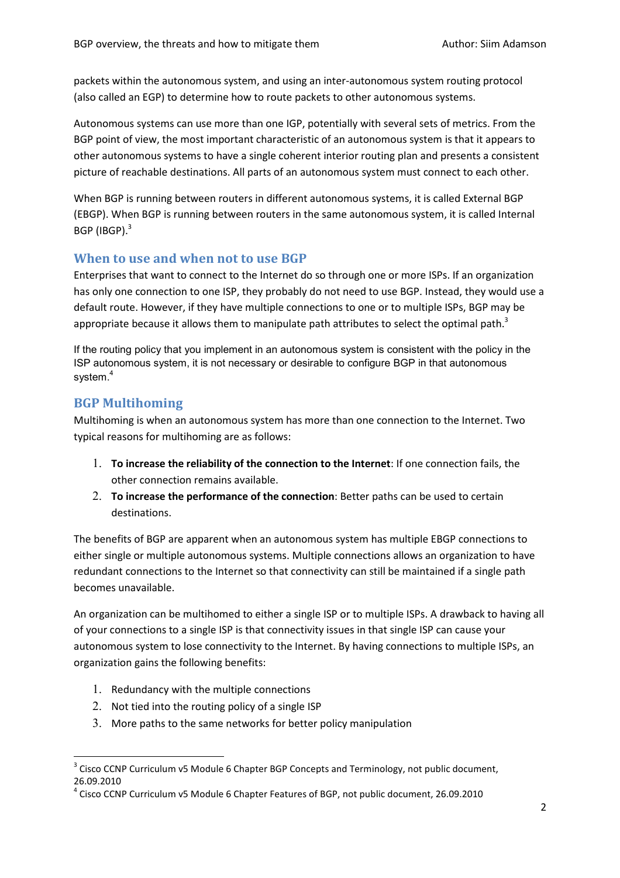packets within the autonomous system, and using an inter-autonomous system routing protocol (also called an EGP) to determine how to route packets to other autonomous systems.

Autonomous systems can use more than one IGP, potentially with several sets of metrics. From the BGP point of view, the most important characteristic of an autonomous system is that it appears to other autonomous systems to have a single coherent interior routing plan and presents a consistent picture of reachable destinations. All parts of an autonomous system must connect to each other.

When BGP is running between routers in different autonomous systems, it is called External BGP (EBGP). When BGP is running between routers in the same autonomous system, it is called Internal BGP (IBGP).[3]

## When to use and when not to use BGP

Enterprises that want to connect to the Internet do so through one or more ISPs. If an organization has only one connection to one ISP, they probably do not need to use BGP. Instead, they would use a default route. However, if they have multiple connections to one or to multiple ISPs, BGP may be appropriate because it allows them to manipulate path attributes to select the optimal path.[3]

If the routing policy that you implement in an autonomous system is consistent with the policy in the ISP autonomous system, it is not necessary or desirable to configure BGP in that autonomous system.[4]

## BGP Multihoming

Multihoming is when an autonomous system has more than one connection to the Internet. Two typical reasons for multihoming are as follows:

1. **To increase the reliability of the connection to the Internet**: If one connection fails, the other connection remains available.
2. **To increase the performance of the connection**: Better paths can be used to certain destinations.

The benefits of BGP are apparent when an autonomous system has multiple EBGP connections to either single or multiple autonomous systems. Multiple connections allows an organization to have redundant connections to the Internet so that connectivity can still be maintained if a single path becomes unavailable.

An organization can be multihomed to either a single ISP or to multiple ISPs. A drawback to having all of your connections to a single ISP is that connectivity issues in that single ISP can cause your autonomous system to lose connectivity to the Internet. By having connections to multiple ISPs, an organization gains the following benefits:

1. Redundancy with the multiple connections
2. Not tied into the routing policy of a single ISP
3. More paths to the same networks for better policy manipulation

---

[3] Cisco CCNP Curriculum v5 Module 6 Chapter BGP Concepts and Terminology, not public document, 26.09.2010

[4] Cisco CCNP Curriculum v5 Module 6 Chapter Features of BGP, not public document, 26.09.2010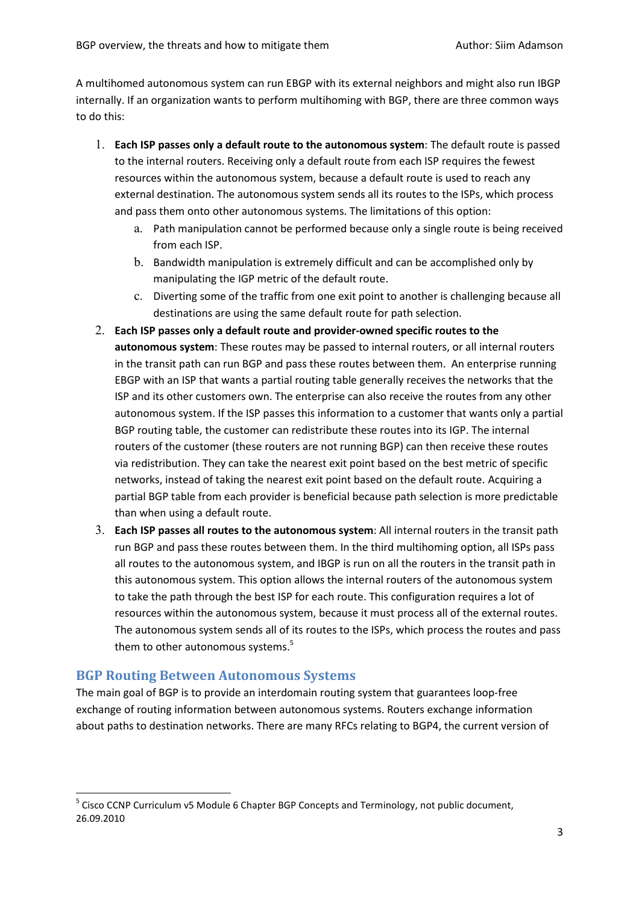A multihomed autonomous system can run EBGP with its external neighbors and might also run IBGP internally. If an organization wants to perform multihoming with BGP, there are three common ways to do this:

1. **Each ISP passes only a default route to the autonomous system**: The default route is passed to the internal routers. Receiving only a default route from each ISP requires the fewest resources within the autonomous system, because a default route is used to reach any external destination. The autonomous system sends all its routes to the ISPs, which process and pass them onto other autonomous systems. The limitations of this option:
   a. Path manipulation cannot be performed because only a single route is being received from each ISP.
   b. Bandwidth manipulation is extremely difficult and can be accomplished only by manipulating the IGP metric of the default route.
   c. Diverting some of the traffic from one exit point to another is challenging because all destinations are using the same default route for path selection.
2. **Each ISP passes only a default route and provider-owned specific routes to the autonomous system**: These routes may be passed to internal routers, or all internal routers in the transit path can run BGP and pass these routes between them. An enterprise running EBGP with an ISP that wants a partial routing table generally receives the networks that the ISP and its other customers own. The enterprise can also receive the routes from any other autonomous system. If the ISP passes this information to a customer that wants only a partial BGP routing table, the customer can redistribute these routes into its IGP. The internal routers of the customer (these routers are not running BGP) can then receive these routes via redistribution. They can take the nearest exit point based on the best metric of specific networks, instead of taking the nearest exit point based on the default route. Acquiring a partial BGP table from each provider is beneficial because path selection is more predictable than when using a default route.
3. **Each ISP passes all routes to the autonomous system**: All internal routers in the transit path run BGP and pass these routes between them. In the third multihoming option, all ISPs pass all routes to the autonomous system, and IBGP is run on all the routers in the transit path in this autonomous system. This option allows the internal routers of the autonomous system to take the path through the best ISP for each route. This configuration requires a lot of resources within the autonomous system, because it must process all of the external routes. The autonomous system sends all of its routes to the ISPs, which process the routes and pass them to other autonomous systems.[5]

## BGP Routing Between Autonomous Systems

The main goal of BGP is to provide an interdomain routing system that guarantees loop-free exchange of routing information between autonomous systems. Routers exchange information about paths to destination networks. There are many RFCs relating to BGP4, the current version of

---

[5] Cisco CCNP Curriculum v5 Module 6 Chapter BGP Concepts and Terminology, not public document, 26.09.2010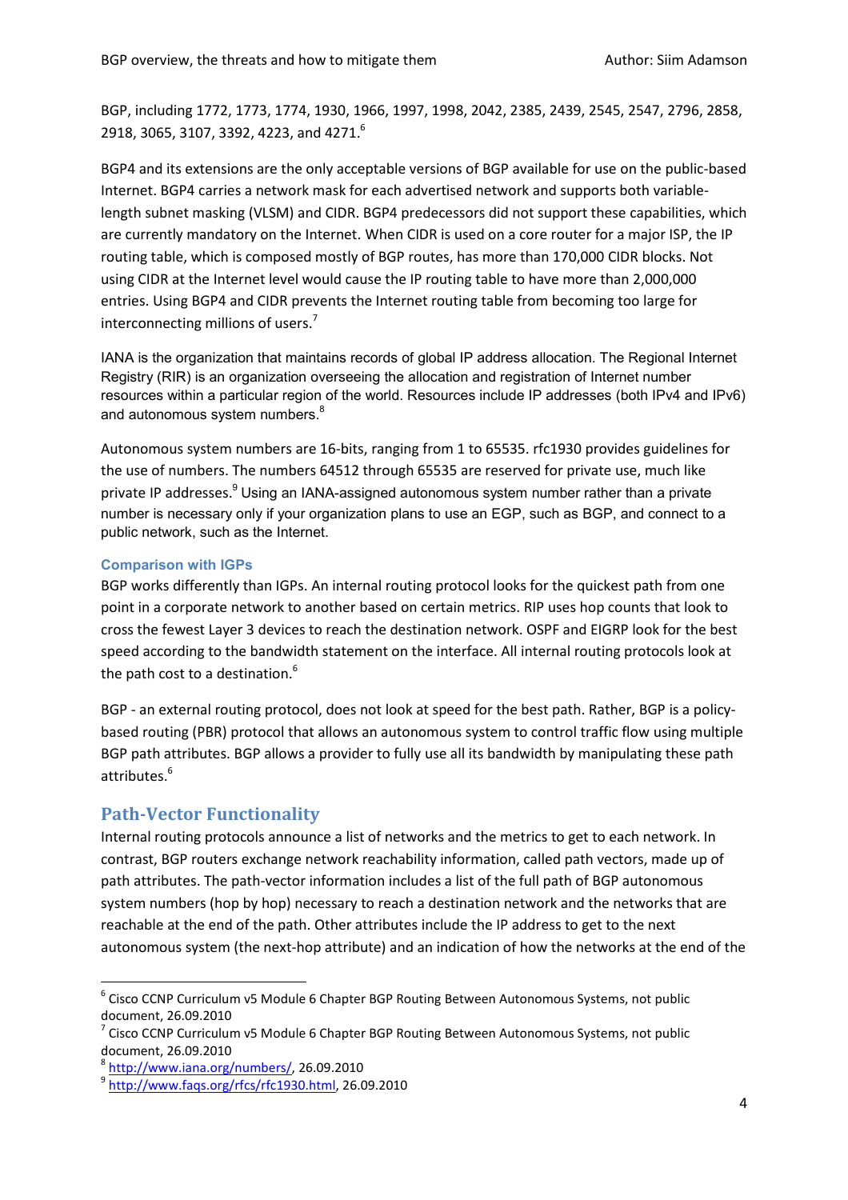BGP, including 1772, 1773, 1774, 1930, 1966, 1997, 1998, 2042, 2385, 2439, 2545, 2547, 2796, 2858, 2918, 3065, 3107, 3392, 4223, and 4271.[6]

BGP4 and its extensions are the only acceptable versions of BGP available for use on the public-based Internet. BGP4 carries a network mask for each advertised network and supports both variable-length subnet masking (VLSM) and CIDR. BGP4 predecessors did not support these capabilities, which are currently mandatory on the Internet. When CIDR is used on a core router for a major ISP, the IP routing table, which is composed mostly of BGP routes, has more than 170,000 CIDR blocks. Not using CIDR at the Internet level would cause the IP routing table to have more than 2,000,000 entries. Using BGP4 and CIDR prevents the Internet routing table from becoming too large for interconnecting millions of users.[7]

IANA is the organization that maintains records of global IP address allocation. The Regional Internet Registry (RIR) is an organization overseeing the allocation and registration of Internet number resources within a particular region of the world. Resources include IP addresses (both IPv4 and IPv6) and autonomous system numbers.[8]

Autonomous system numbers are 16-bits, ranging from 1 to 65535. rfc1930 provides guidelines for the use of numbers. The numbers 64512 through 65535 are reserved for private use, much like private IP addresses.[9] Using an IANA-assigned autonomous system number rather than a private number is necessary only if your organization plans to use an EGP, such as BGP, and connect to a public network, such as the Internet.

### Comparison with IGPs

BGP works differently than IGPs. An internal routing protocol looks for the quickest path from one point in a corporate network to another based on certain metrics. RIP uses hop counts that look to cross the fewest Layer 3 devices to reach the destination network. OSPF and EIGRP look for the best speed according to the bandwidth statement on the interface. All internal routing protocols look at the path cost to a destination.[6]

BGP - an external routing protocol, does not look at speed for the best path. Rather, BGP is a policy-based routing (PBR) protocol that allows an autonomous system to control traffic flow using multiple BGP path attributes. BGP allows a provider to fully use all its bandwidth by manipulating these path attributes.[6]

## Path-Vector Functionality

Internal routing protocols announce a list of networks and the metrics to get to each network. In contrast, BGP routers exchange network reachability information, called path vectors, made up of path attributes. The path-vector information includes a list of the full path of BGP autonomous system numbers (hop by hop) necessary to reach a destination network and the networks that are reachable at the end of the path. Other attributes include the IP address to get to the next autonomous system (the next-hop attribute) and an indication of how the networks at the end of the

---

[6] Cisco CCNP Curriculum v5 Module 6 Chapter BGP Routing Between Autonomous Systems, not public document, 26.09.2010

[7] Cisco CCNP Curriculum v5 Module 6 Chapter BGP Routing Between Autonomous Systems, not public document, 26.09.2010

[8] http://www.iana.org/numbers/, 26.09.2010

[9] http://www.faqs.org/rfcs/rfc1930.html, 26.09.2010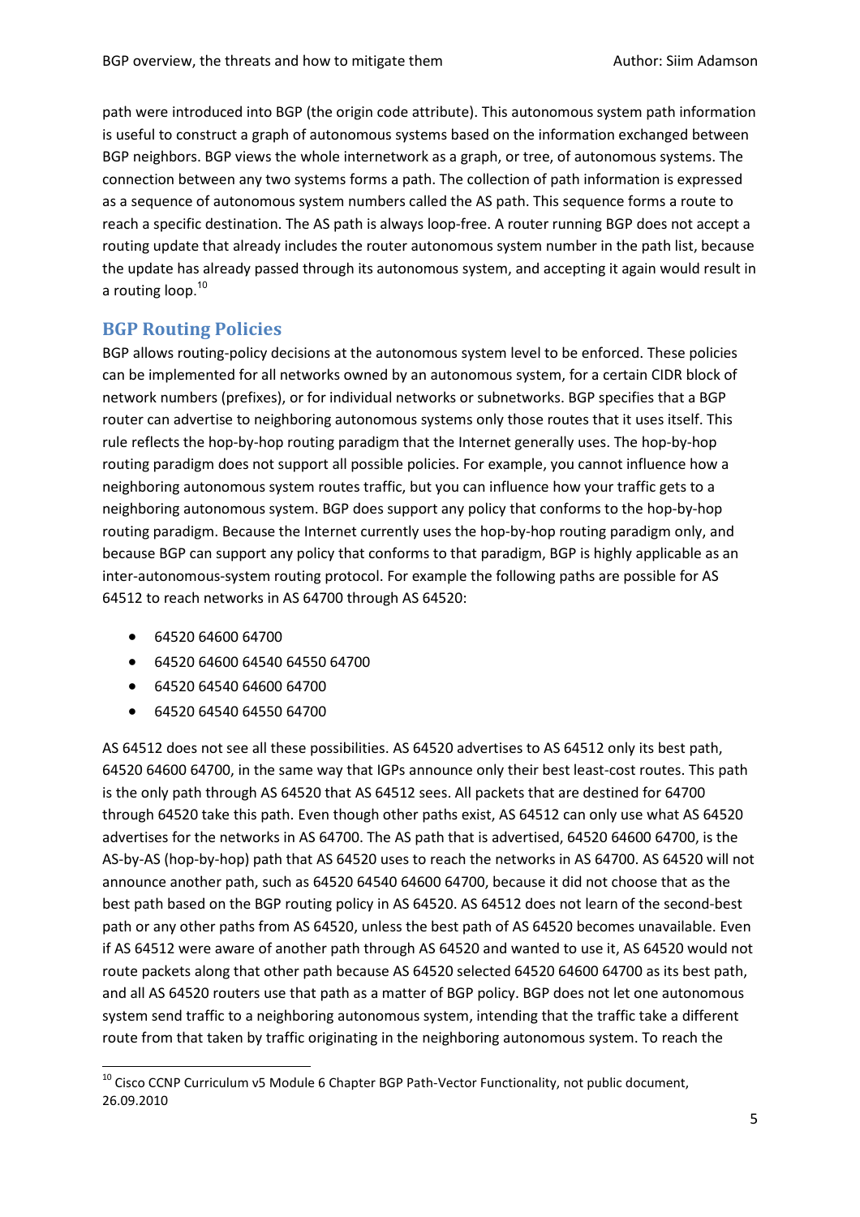path were introduced into BGP (the origin code attribute). This autonomous system path information is useful to construct a graph of autonomous systems based on the information exchanged between BGP neighbors. BGP views the whole internetwork as a graph, or tree, of autonomous systems. The connection between any two systems forms a path. The collection of path information is expressed as a sequence of autonomous system numbers called the AS path. This sequence forms a route to reach a specific destination. The AS path is always loop-free. A router running BGP does not accept a routing update that already includes the router autonomous system number in the path list, because the update has already passed through its autonomous system, and accepting it again would result in a routing loop.[10]

## BGP Routing Policies

BGP allows routing-policy decisions at the autonomous system level to be enforced. These policies can be implemented for all networks owned by an autonomous system, for a certain CIDR block of network numbers (prefixes), or for individual networks or subnetworks. BGP specifies that a BGP router can advertise to neighboring autonomous systems only those routes that it uses itself. This rule reflects the hop-by-hop routing paradigm that the Internet generally uses. The hop-by-hop routing paradigm does not support all possible policies. For example, you cannot influence how a neighboring autonomous system routes traffic, but you can influence how your traffic gets to a neighboring autonomous system. BGP does support any policy that conforms to the hop-by-hop routing paradigm. Because the Internet currently uses the hop-by-hop routing paradigm only, and because BGP can support any policy that conforms to that paradigm, BGP is highly applicable as an inter-autonomous-system routing protocol. For example the following paths are possible for AS 64512 to reach networks in AS 64700 through AS 64520:

- 64520 64600 64700
- 64520 64600 64540 64550 64700
- 64520 64540 64600 64700
- 64520 64540 64550 64700

AS 64512 does not see all these possibilities. AS 64520 advertises to AS 64512 only its best path, 64520 64600 64700, in the same way that IGPs announce only their best least-cost routes. This path is the only path through AS 64520 that AS 64512 sees. All packets that are destined for 64700 through 64520 take this path. Even though other paths exist, AS 64512 can only use what AS 64520 advertises for the networks in AS 64700. The AS path that is advertised, 64520 64600 64700, is the AS-by-AS (hop-by-hop) path that AS 64520 uses to reach the networks in AS 64700. AS 64520 will not announce another path, such as 64520 64540 64600 64700, because it did not choose that as the best path based on the BGP routing policy in AS 64520. AS 64512 does not learn of the second-best path or any other paths from AS 64520, unless the best path of AS 64520 becomes unavailable. Even if AS 64512 were aware of another path through AS 64520 and wanted to use it, AS 64520 would not route packets along that other path because AS 64520 selected 64520 64600 64700 as its best path, and all AS 64520 routers use that path as a matter of BGP policy. BGP does not let one autonomous system send traffic to a neighboring autonomous system, intending that the traffic take a different route from that taken by traffic originating in the neighboring autonomous system. To reach the

[10] Cisco CCNP Curriculum v5 Module 6 Chapter BGP Path-Vector Functionality, not public document, 26.09.2010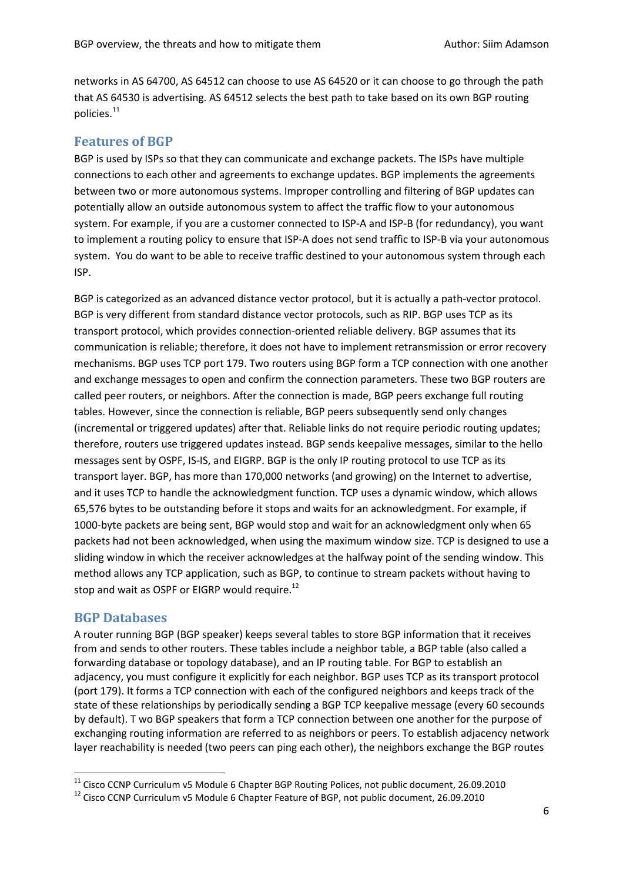networks in AS 64700, AS 64512 can choose to use AS 64520 or it can choose to go through the path that AS 64530 is advertising. AS 64512 selects the best path to take based on its own BGP routing policies.[11]

## Features of BGP

BGP is used by ISPs so that they can communicate and exchange packets. The ISPs have multiple connections to each other and agreements to exchange updates. BGP implements the agreements between two or more autonomous systems. Improper controlling and filtering of BGP updates can potentially allow an outside autonomous system to affect the traffic flow to your autonomous system. For example, if you are a customer connected to ISP-A and ISP-B (for redundancy), you want to implement a routing policy to ensure that ISP-A does not send traffic to ISP-B via your autonomous system. You do want to be able to receive traffic destined to your autonomous system through each ISP.

BGP is categorized as an advanced distance vector protocol, but it is actually a path-vector protocol. BGP is very different from standard distance vector protocols, such as RIP. BGP uses TCP as its transport protocol, which provides connection-oriented reliable delivery. BGP assumes that its communication is reliable; therefore, it does not have to implement retransmission or error recovery mechanisms. BGP uses TCP port 179. Two routers using BGP form a TCP connection with one another and exchange messages to open and confirm the connection parameters. These two BGP routers are called peer routers, or neighbors. After the connection is made, BGP peers exchange full routing tables. However, since the connection is reliable, BGP peers subsequently send only changes (incremental or triggered updates) after that. Reliable links do not require periodic routing updates; therefore, routers use triggered updates instead. BGP sends keepalive messages, similar to the hello messages sent by OSPF, IS-IS, and EIGRP. BGP is the only IP routing protocol to use TCP as its transport layer. BGP, has more than 170,000 networks (and growing) on the Internet to advertise, and it uses TCP to handle the acknowledgment function. TCP uses a dynamic window, which allows 65,576 bytes to be outstanding before it stops and waits for an acknowledgment. For example, if 1000-byte packets are being sent, BGP would stop and wait for an acknowledgment only when 65 packets had not been acknowledged, when using the maximum window size. TCP is designed to use a sliding window in which the receiver acknowledges at the halfway point of the sending window. This method allows any TCP application, such as BGP, to continue to stream packets without having to stop and wait as OSPF or EIGRP would require.[12]

## BGP Databases

A router running BGP (BGP speaker) keeps several tables to store BGP information that it receives from and sends to other routers. These tables include a neighbor table, a BGP table (also called a forwarding database or topology database), and an IP routing table. For BGP to establish an adjacency, you must configure it explicitly for each neighbor. BGP uses TCP as its transport protocol (port 179). It forms a TCP connection with each of the configured neighbors and keeps track of the state of these relationships by periodically sending a BGP TCP keepalive message (every 60 secounds by default). T wo BGP speakers that form a TCP connection between one another for the purpose of exchanging routing information are referred to as neighbors or peers. To establish adjacency network layer reachability is needed (two peers can ping each other), the neighbors exchange the BGP routes

---

[11] Cisco CCNP Curriculum v5 Module 6 Chapter BGP Routing Polices, not public document, 26.09.2010

[12] Cisco CCNP Curriculum v5 Module 6 Chapter Feature of BGP, not public document, 26.09.2010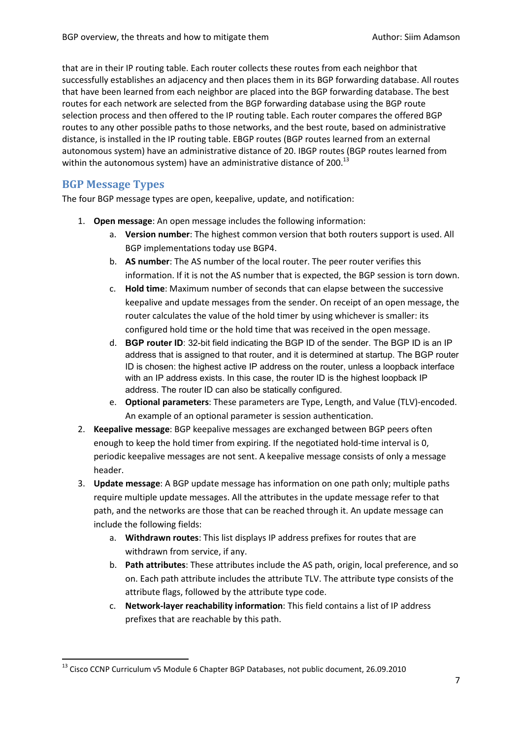that are in their IP routing table. Each router collects these routes from each neighbor that successfully establishes an adjacency and then places them in its BGP forwarding database. All routes that have been learned from each neighbor are placed into the BGP forwarding database. The best routes for each network are selected from the BGP forwarding database using the BGP route selection process and then offered to the IP routing table. Each router compares the offered BGP routes to any other possible paths to those networks, and the best route, based on administrative distance, is installed in the IP routing table. EBGP routes (BGP routes learned from an external autonomous system) have an administrative distance of 20. IBGP routes (BGP routes learned from within the autonomous system) have an administrative distance of 200.[13]

## BGP Message Types

The four BGP message types are open, keepalive, update, and notification:

1. **Open message**: An open message includes the following information:
   a. **Version number**: The highest common version that both routers support is used. All BGP implementations today use BGP4.
   b. **AS number**: The AS number of the local router. The peer router verifies this information. If it is not the AS number that is expected, the BGP session is torn down.
   c. **Hold time**: Maximum number of seconds that can elapse between the successive keepalive and update messages from the sender. On receipt of an open message, the router calculates the value of the hold timer by using whichever is smaller: its configured hold time or the hold time that was received in the open message.
   d. **BGP router ID**: 32-bit field indicating the BGP ID of the sender. The BGP ID is an IP address that is assigned to that router, and it is determined at startup. The BGP router ID is chosen: the highest active IP address on the router, unless a loopback interface with an IP address exists. In this case, the router ID is the highest loopback IP address. The router ID can also be statically configured.
   e. **Optional parameters**: These parameters are Type, Length, and Value (TLV)-encoded. An example of an optional parameter is session authentication.
2. **Keepalive message**: BGP keepalive messages are exchanged between BGP peers often enough to keep the hold timer from expiring. If the negotiated hold-time interval is 0, periodic keepalive messages are not sent. A keepalive message consists of only a message header.
3. **Update message**: A BGP update message has information on one path only; multiple paths require multiple update messages. All the attributes in the update message refer to that path, and the networks are those that can be reached through it. An update message can include the following fields:
   a. **Withdrawn routes**: This list displays IP address prefixes for routes that are withdrawn from service, if any.
   b. **Path attributes**: These attributes include the AS path, origin, local preference, and so on. Each path attribute includes the attribute TLV. The attribute type consists of the attribute flags, followed by the attribute type code.
   c. **Network-layer reachability information**: This field contains a list of IP address prefixes that are reachable by this path.

---

[13] Cisco CCNP Curriculum v5 Module 6 Chapter BGP Databases, not public document, 26.09.2010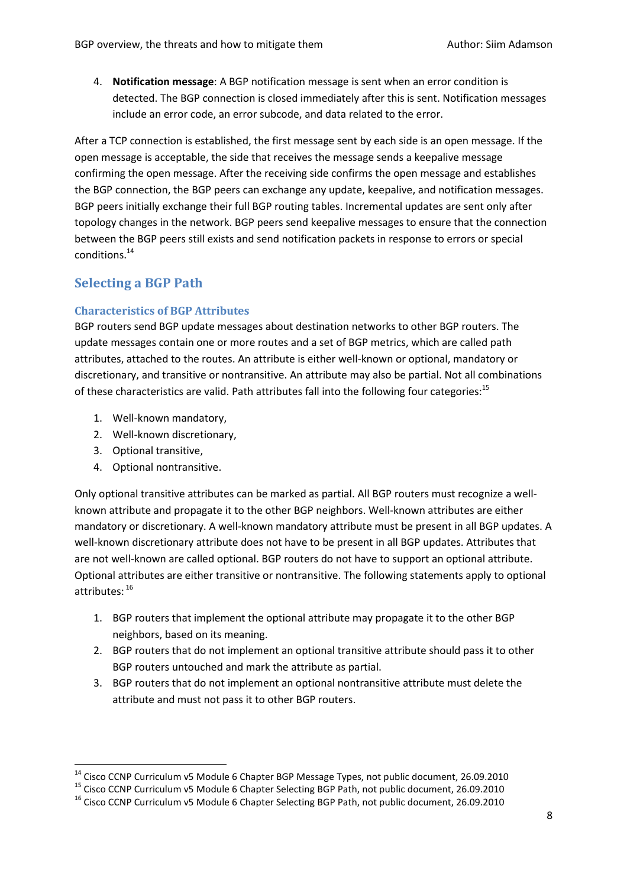4. **Notification message**: A BGP notification message is sent when an error condition is detected. The BGP connection is closed immediately after this is sent. Notification messages include an error code, an error subcode, and data related to the error.

After a TCP connection is established, the first message sent by each side is an open message. If the open message is acceptable, the side that receives the message sends a keepalive message confirming the open message. After the receiving side confirms the open message and establishes the BGP connection, the BGP peers can exchange any update, keepalive, and notification messages. BGP peers initially exchange their full BGP routing tables. Incremental updates are sent only after topology changes in the network. BGP peers send keepalive messages to ensure that the connection between the BGP peers still exists and send notification packets in response to errors or special conditions.[14]

## Selecting a BGP Path

### Characteristics of BGP Attributes

BGP routers send BGP update messages about destination networks to other BGP routers. The update messages contain one or more routes and a set of BGP metrics, which are called path attributes, attached to the routes. An attribute is either well-known or optional, mandatory or discretionary, and transitive or nontransitive. An attribute may also be partial. Not all combinations of these characteristics are valid. Path attributes fall into the following four categories:[15]

1. Well-known mandatory,
2. Well-known discretionary,
3. Optional transitive,
4. Optional nontransitive.

Only optional transitive attributes can be marked as partial. All BGP routers must recognize a well-known attribute and propagate it to the other BGP neighbors. Well-known attributes are either mandatory or discretionary. A well-known mandatory attribute must be present in all BGP updates. A well-known discretionary attribute does not have to be present in all BGP updates. Attributes that are not well-known are called optional. BGP routers do not have to support an optional attribute. Optional attributes are either transitive or nontransitive. The following statements apply to optional attributes: [16]

1. BGP routers that implement the optional attribute may propagate it to the other BGP neighbors, based on its meaning.
2. BGP routers that do not implement an optional transitive attribute should pass it to other BGP routers untouched and mark the attribute as partial.
3. BGP routers that do not implement an optional nontransitive attribute must delete the attribute and must not pass it to other BGP routers.

---

[14] Cisco CCNP Curriculum v5 Module 6 Chapter BGP Message Types, not public document, 26.09.2010

[15] Cisco CCNP Curriculum v5 Module 6 Chapter Selecting BGP Path, not public document, 26.09.2010

[16] Cisco CCNP Curriculum v5 Module 6 Chapter Selecting BGP Path, not public document, 26.09.2010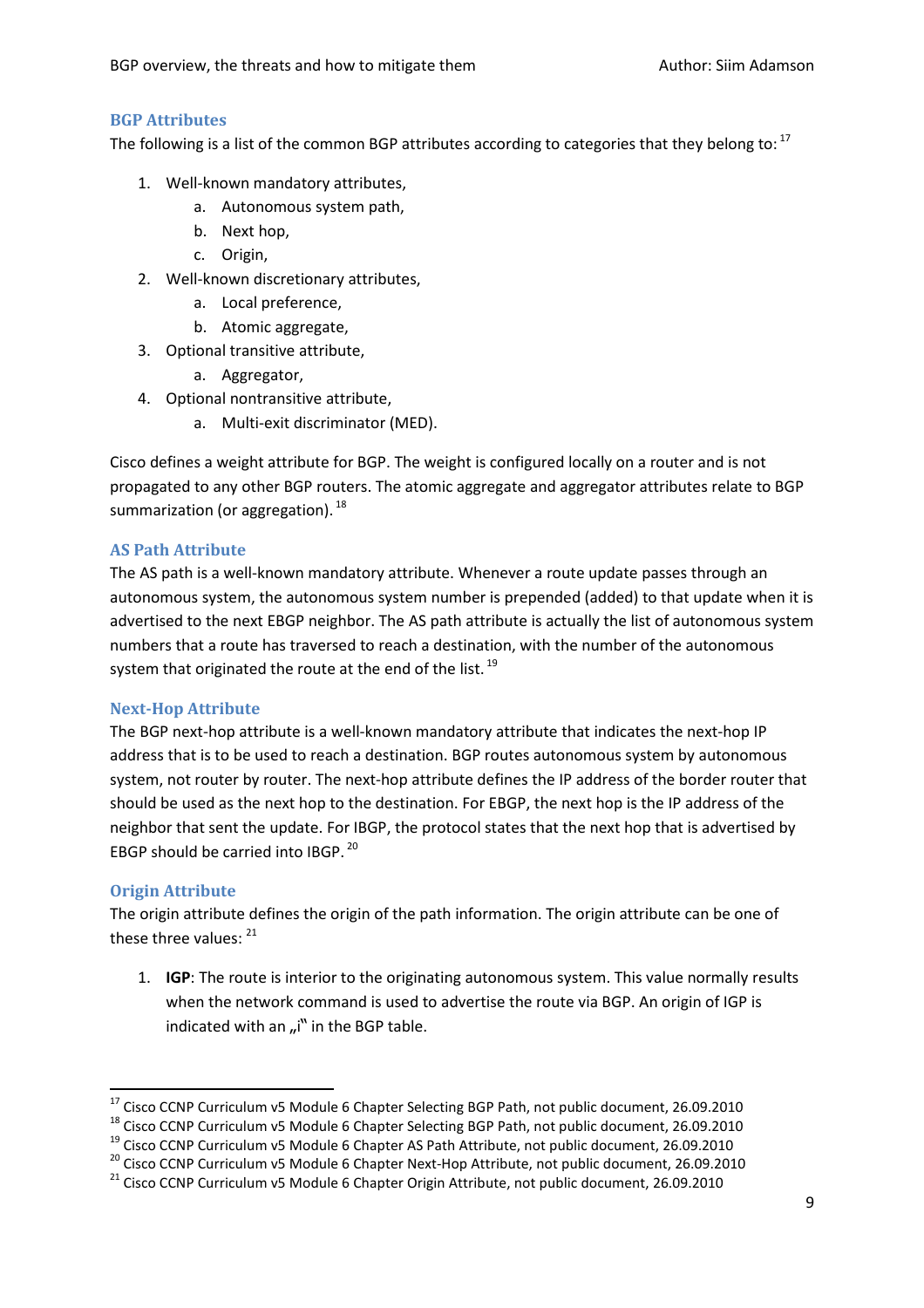## BGP Attributes

The following is a list of the common BGP attributes according to categories that they belong to: [17]

1. Well-known mandatory attributes,
    a. Autonomous system path,
    b. Next hop,
    c. Origin,
2. Well-known discretionary attributes,
    a. Local preference,
    b. Atomic aggregate,
3. Optional transitive attribute,
    a. Aggregator,
4. Optional nontransitive attribute,
    a. Multi-exit discriminator (MED).

Cisco defines a weight attribute for BGP. The weight is configured locally on a router and is not propagated to any other BGP routers. The atomic aggregate and aggregator attributes relate to BGP summarization (or aggregation). [18]

## AS Path Attribute

The AS path is a well-known mandatory attribute. Whenever a route update passes through an autonomous system, the autonomous system number is prepended (added) to that update when it is advertised to the next EBGP neighbor. The AS path attribute is actually the list of autonomous system numbers that a route has traversed to reach a destination, with the number of the autonomous system that originated the route at the end of the list. [19]

## Next-Hop Attribute

The BGP next-hop attribute is a well-known mandatory attribute that indicates the next-hop IP address that is to be used to reach a destination. BGP routes autonomous system by autonomous system, not router by router. The next-hop attribute defines the IP address of the border router that should be used as the next hop to the destination. For EBGP, the next hop is the IP address of the neighbor that sent the update. For IBGP, the protocol states that the next hop that is advertised by EBGP should be carried into IBGP. [20]

## Origin Attribute

The origin attribute defines the origin of the path information. The origin attribute can be one of these three values: [21]

1. **IGP**: The route is interior to the originating autonomous system. This value normally results when the network command is used to advertise the route via BGP. An origin of IGP is indicated with an „i" in the BGP table.

---

[17] Cisco CCNP Curriculum v5 Module 6 Chapter Selecting BGP Path, not public document, 26.09.2010
[18] Cisco CCNP Curriculum v5 Module 6 Chapter Selecting BGP Path, not public document, 26.09.2010
[19] Cisco CCNP Curriculum v5 Module 6 Chapter AS Path Attribute, not public document, 26.09.2010
[20] Cisco CCNP Curriculum v5 Module 6 Chapter Next-Hop Attribute, not public document, 26.09.2010
[21] Cisco CCNP Curriculum v5 Module 6 Chapter Origin Attribute, not public document, 26.09.2010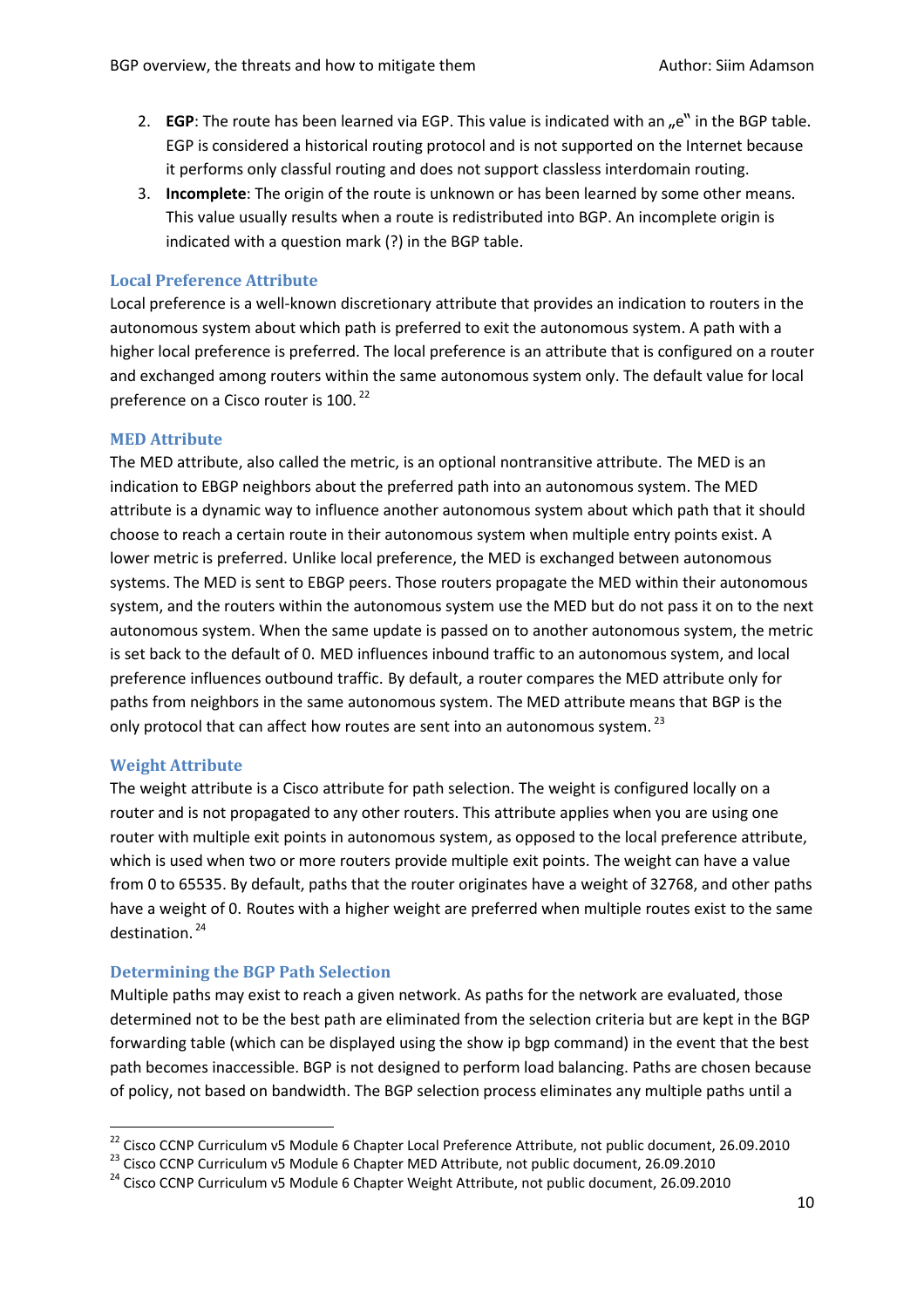2. **EGP**: The route has been learned via EGP. This value is indicated with an „e" in the BGP table. EGP is considered a historical routing protocol and is not supported on the Internet because it performs only classful routing and does not support classless interdomain routing.
3. **Incomplete**: The origin of the route is unknown or has been learned by some other means. This value usually results when a route is redistributed into BGP. An incomplete origin is indicated with a question mark (?) in the BGP table.

### Local Preference Attribute

Local preference is a well-known discretionary attribute that provides an indication to routers in the autonomous system about which path is preferred to exit the autonomous system. A path with a higher local preference is preferred. The local preference is an attribute that is configured on a router and exchanged among routers within the same autonomous system only. The default value for local preference on a Cisco router is 100. [22]

### MED Attribute

The MED attribute, also called the metric, is an optional nontransitive attribute. The MED is an indication to EBGP neighbors about the preferred path into an autonomous system. The MED attribute is a dynamic way to influence another autonomous system about which path that it should choose to reach a certain route in their autonomous system when multiple entry points exist. A lower metric is preferred. Unlike local preference, the MED is exchanged between autonomous systems. The MED is sent to EBGP peers. Those routers propagate the MED within their autonomous system, and the routers within the autonomous system use the MED but do not pass it on to the next autonomous system. When the same update is passed on to another autonomous system, the metric is set back to the default of 0. MED influences inbound traffic to an autonomous system, and local preference influences outbound traffic. By default, a router compares the MED attribute only for paths from neighbors in the same autonomous system. The MED attribute means that BGP is the only protocol that can affect how routes are sent into an autonomous system. [23]

### Weight Attribute

The weight attribute is a Cisco attribute for path selection. The weight is configured locally on a router and is not propagated to any other routers. This attribute applies when you are using one router with multiple exit points in autonomous system, as opposed to the local preference attribute, which is used when two or more routers provide multiple exit points. The weight can have a value from 0 to 65535. By default, paths that the router originates have a weight of 32768, and other paths have a weight of 0. Routes with a higher weight are preferred when multiple routes exist to the same destination. [24]

### Determining the BGP Path Selection

Multiple paths may exist to reach a given network. As paths for the network are evaluated, those determined not to be the best path are eliminated from the selection criteria but are kept in the BGP forwarding table (which can be displayed using the show ip bgp command) in the event that the best path becomes inaccessible. BGP is not designed to perform load balancing. Paths are chosen because of policy, not based on bandwidth. The BGP selection process eliminates any multiple paths until a

---

[22] Cisco CCNP Curriculum v5 Module 6 Chapter Local Preference Attribute, not public document, 26.09.2010

[23] Cisco CCNP Curriculum v5 Module 6 Chapter MED Attribute, not public document, 26.09.2010

[24] Cisco CCNP Curriculum v5 Module 6 Chapter Weight Attribute, not public document, 26.09.2010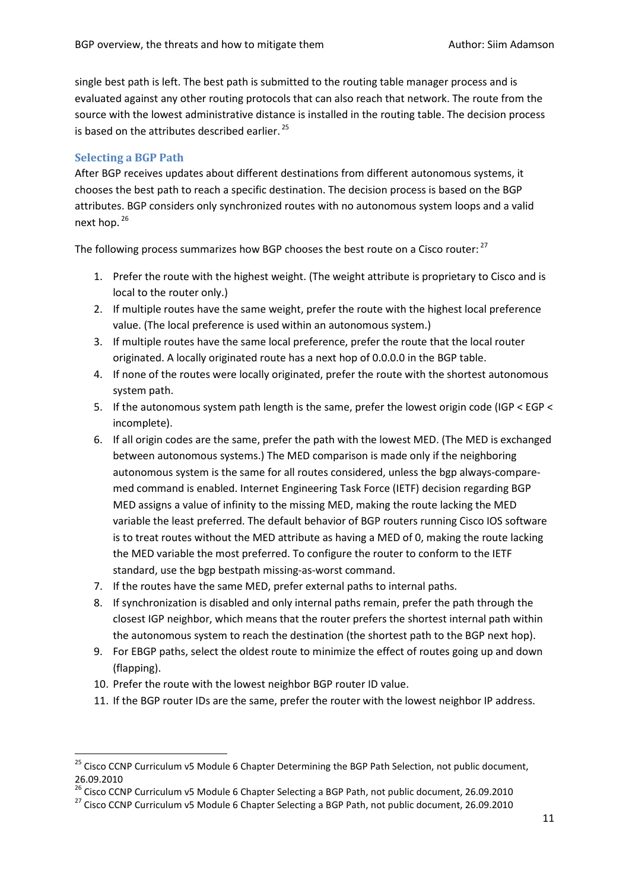single best path is left. The best path is submitted to the routing table manager process and is evaluated against any other routing protocols that can also reach that network. The route from the source with the lowest administrative distance is installed in the routing table. The decision process is based on the attributes described earlier. [25]

### Selecting a BGP Path

After BGP receives updates about different destinations from different autonomous systems, it chooses the best path to reach a specific destination. The decision process is based on the BGP attributes. BGP considers only synchronized routes with no autonomous system loops and a valid next hop. [26]

The following process summarizes how BGP chooses the best route on a Cisco router: [27]

1. Prefer the route with the highest weight. (The weight attribute is proprietary to Cisco and is local to the router only.)
2. If multiple routes have the same weight, prefer the route with the highest local preference value. (The local preference is used within an autonomous system.)
3. If multiple routes have the same local preference, prefer the route that the local router originated. A locally originated route has a next hop of 0.0.0.0 in the BGP table.
4. If none of the routes were locally originated, prefer the route with the shortest autonomous system path.
5. If the autonomous system path length is the same, prefer the lowest origin code (IGP < EGP < incomplete).
6. If all origin codes are the same, prefer the path with the lowest MED. (The MED is exchanged between autonomous systems.) The MED comparison is made only if the neighboring autonomous system is the same for all routes considered, unless the bgp always-compare-med command is enabled. Internet Engineering Task Force (IETF) decision regarding BGP MED assigns a value of infinity to the missing MED, making the route lacking the MED variable the least preferred. The default behavior of BGP routers running Cisco IOS software is to treat routes without the MED attribute as having a MED of 0, making the route lacking the MED variable the most preferred. To configure the router to conform to the IETF standard, use the bgp bestpath missing-as-worst command.
7. If the routes have the same MED, prefer external paths to internal paths.
8. If synchronization is disabled and only internal paths remain, prefer the path through the closest IGP neighbor, which means that the router prefers the shortest internal path within the autonomous system to reach the destination (the shortest path to the BGP next hop).
9. For EBGP paths, select the oldest route to minimize the effect of routes going up and down (flapping).
10. Prefer the route with the lowest neighbor BGP router ID value.
11. If the BGP router IDs are the same, prefer the router with the lowest neighbor IP address.

---

[25] Cisco CCNP Curriculum v5 Module 6 Chapter Determining the BGP Path Selection, not public document, 26.09.2010

[26] Cisco CCNP Curriculum v5 Module 6 Chapter Selecting a BGP Path, not public document, 26.09.2010

[27] Cisco CCNP Curriculum v5 Module 6 Chapter Selecting a BGP Path, not public document, 26.09.2010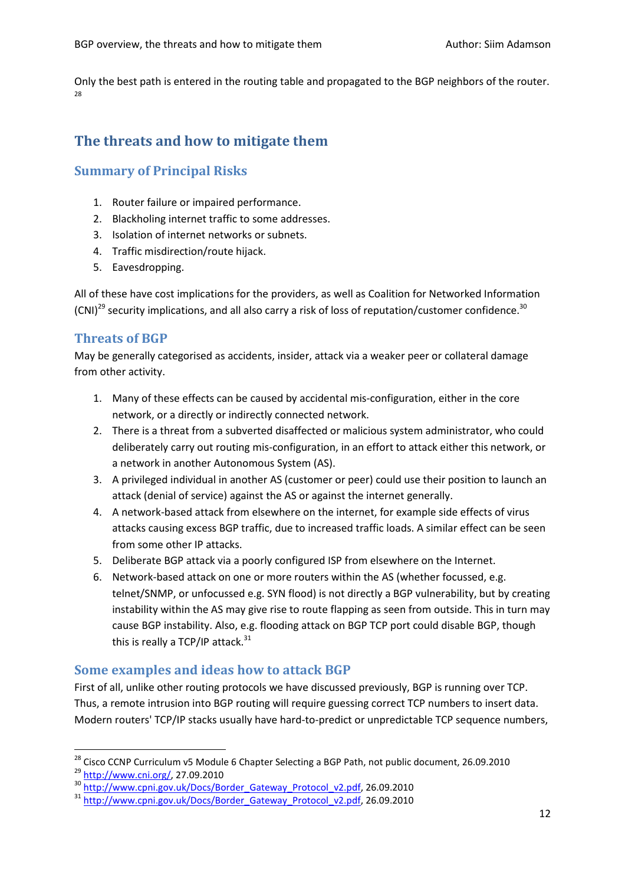Only the best path is entered in the routing table and propagated to the BGP neighbors of the router.[28]

## The threats and how to mitigate them

### Summary of Principal Risks

1. Router failure or impaired performance.
2. Blackholing internet traffic to some addresses.
3. Isolation of internet networks or subnets.
4. Traffic misdirection/route hijack.
5. Eavesdropping.

All of these have cost implications for the providers, as well as Coalition for Networked Information (CNI)[29] security implications, and all also carry a risk of loss of reputation/customer confidence.[30]

### Threats of BGP

May be generally categorised as accidents, insider, attack via a weaker peer or collateral damage from other activity.

1. Many of these effects can be caused by accidental mis-configuration, either in the core network, or a directly or indirectly connected network.
2. There is a threat from a subverted disaffected or malicious system administrator, who could deliberately carry out routing mis-configuration, in an effort to attack either this network, or a network in another Autonomous System (AS).
3. A privileged individual in another AS (customer or peer) could use their position to launch an attack (denial of service) against the AS or against the internet generally.
4. A network-based attack from elsewhere on the internet, for example side effects of virus attacks causing excess BGP traffic, due to increased traffic loads. A similar effect can be seen from some other IP attacks.
5. Deliberate BGP attack via a poorly configured ISP from elsewhere on the Internet.
6. Network-based attack on one or more routers within the AS (whether focussed, e.g. telnet/SNMP, or unfocussed e.g. SYN flood) is not directly a BGP vulnerability, but by creating instability within the AS may give rise to route flapping as seen from outside. This in turn may cause BGP instability. Also, e.g. flooding attack on BGP TCP port could disable BGP, though this is really a TCP/IP attack.[31]

### Some examples and ideas how to attack BGP

First of all, unlike other routing protocols we have discussed previously, BGP is running over TCP. Thus, a remote intrusion into BGP routing will require guessing correct TCP numbers to insert data. Modern routers' TCP/IP stacks usually have hard-to-predict or unpredictable TCP sequence numbers,

---

[28] Cisco CCNP Curriculum v5 Module 6 Chapter Selecting a BGP Path, not public document, 26.09.2010

[29] http://www.cni.org/, 27.09.2010

[30] http://www.cpni.gov.uk/Docs/Border_Gateway_Protocol_v2.pdf, 26.09.2010

[31] http://www.cpni.gov.uk/Docs/Border_Gateway_Protocol_v2.pdf, 26.09.2010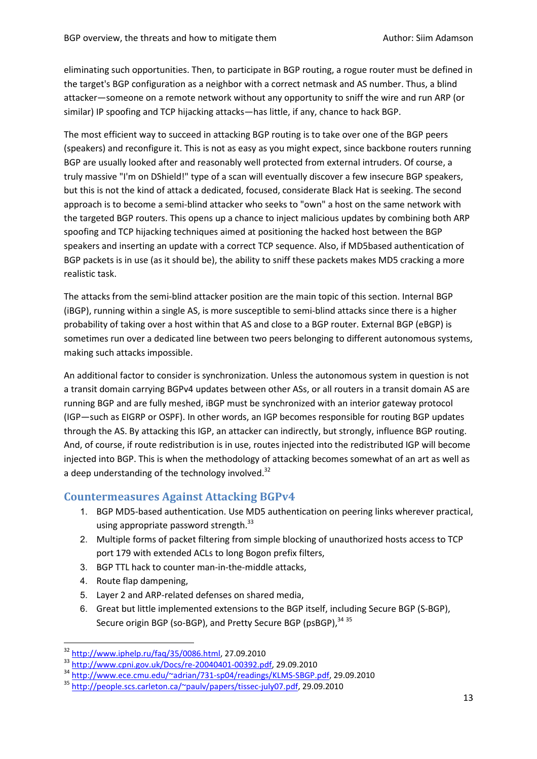eliminating such opportunities. Then, to participate in BGP routing, a rogue router must be defined in the target's BGP configuration as a neighbor with a correct netmask and AS number. Thus, a blind attacker—someone on a remote network without any opportunity to sniff the wire and run ARP (or similar) IP spoofing and TCP hijacking attacks—has little, if any, chance to hack BGP.

The most efficient way to succeed in attacking BGP routing is to take over one of the BGP peers (speakers) and reconfigure it. This is not as easy as you might expect, since backbone routers running BGP are usually looked after and reasonably well protected from external intruders. Of course, a truly massive "I'm on DShield!" type of a scan will eventually discover a few insecure BGP speakers, but this is not the kind of attack a dedicated, focused, considerate Black Hat is seeking. The second approach is to become a semi-blind attacker who seeks to "own" a host on the same network with the targeted BGP routers. This opens up a chance to inject malicious updates by combining both ARP spoofing and TCP hijacking techniques aimed at positioning the hacked host between the BGP speakers and inserting an update with a correct TCP sequence. Also, if MD5based authentication of BGP packets is in use (as it should be), the ability to sniff these packets makes MD5 cracking a more realistic task.

The attacks from the semi-blind attacker position are the main topic of this section. Internal BGP (iBGP), running within a single AS, is more susceptible to semi-blind attacks since there is a higher probability of taking over a host within that AS and close to a BGP router. External BGP (eBGP) is sometimes run over a dedicated line between two peers belonging to different autonomous systems, making such attacks impossible.

An additional factor to consider is synchronization. Unless the autonomous system in question is not a transit domain carrying BGPv4 updates between other ASs, or all routers in a transit domain AS are running BGP and are fully meshed, iBGP must be synchronized with an interior gateway protocol (IGP—such as EIGRP or OSPF). In other words, an IGP becomes responsible for routing BGP updates through the AS. By attacking this IGP, an attacker can indirectly, but strongly, influence BGP routing. And, of course, if route redistribution is in use, routes injected into the redistributed IGP will become injected into BGP. This is when the methodology of attacking becomes somewhat of an art as well as a deep understanding of the technology involved.[32]

## Countermeasures Against Attacking BGPv4

1. BGP MD5-based authentication. Use MD5 authentication on peering links wherever practical, using appropriate password strength.[33]
2. Multiple forms of packet filtering from simple blocking of unauthorized hosts access to TCP port 179 with extended ACLs to long Bogon prefix filters,
3. BGP TTL hack to counter man-in-the-middle attacks,
4. Route flap dampening,
5. Layer 2 and ARP-related defenses on shared media,
6. Great but little implemented extensions to the BGP itself, including Secure BGP (S-BGP), Secure origin BGP (so-BGP), and Pretty Secure BGP (psBGP),[34] [35]

---

[32] http://www.iphelp.ru/faq/35/0086.html, 27.09.2010
[33] http://www.cpni.gov.uk/Docs/re-20040401-00392.pdf, 29.09.2010
[34] http://www.ece.cmu.edu/~adrian/731-sp04/readings/KLMS-SBGP.pdf, 29.09.2010
[35] http://people.scs.carleton.ca/~paulv/papers/tissec-july07.pdf, 29.09.2010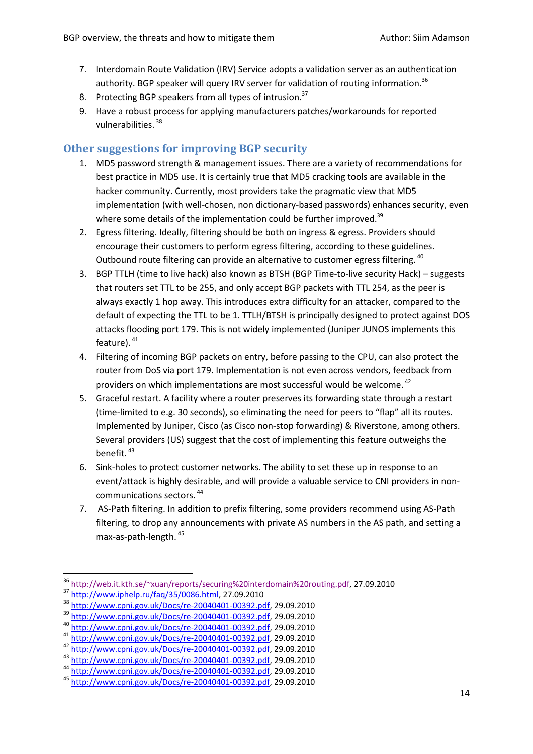7. Interdomain Route Validation (IRV) Service adopts a validation server as an authentication authority. BGP speaker will query IRV server for validation of routing information.[36]
8. Protecting BGP speakers from all types of intrusion.[37]
9. Have a robust process for applying manufacturers patches/workarounds for reported vulnerabilities.[38]

## Other suggestions for improving BGP security

1. MD5 password strength & management issues. There are a variety of recommendations for best practice in MD5 use. It is certainly true that MD5 cracking tools are available in the hacker community. Currently, most providers take the pragmatic view that MD5 implementation (with well-chosen, non dictionary-based passwords) enhances security, even where some details of the implementation could be further improved.[39]
2. Egress filtering. Ideally, filtering should be both on ingress & egress. Providers should encourage their customers to perform egress filtering, according to these guidelines. Outbound route filtering can provide an alternative to customer egress filtering.[40]
3. BGP TTLH (time to live hack) also known as BTSH (BGP Time-to-live security Hack) – suggests that routers set TTL to be 255, and only accept BGP packets with TTL 254, as the peer is always exactly 1 hop away. This introduces extra difficulty for an attacker, compared to the default of expecting the TTL to be 1. TTLH/BTSH is principally designed to protect against DOS attacks flooding port 179. This is not widely implemented (Juniper JUNOS implements this feature).[41]
4. Filtering of incoming BGP packets on entry, before passing to the CPU, can also protect the router from DoS via port 179. Implementation is not even across vendors, feedback from providers on which implementations are most successful would be welcome.[42]
5. Graceful restart. A facility where a router preserves its forwarding state through a restart (time-limited to e.g. 30 seconds), so eliminating the need for peers to "flap" all its routes. Implemented by Juniper, Cisco (as Cisco non-stop forwarding) & Riverstone, among others. Several providers (US) suggest that the cost of implementing this feature outweighs the benefit.[43]
6. Sink-holes to protect customer networks. The ability to set these up in response to an event/attack is highly desirable, and will provide a valuable service to CNI providers in non-communications sectors.[44]
7. AS-Path filtering. In addition to prefix filtering, some providers recommend using AS-Path filtering, to drop any announcements with private AS numbers in the AS path, and setting a max-as-path-length.[45]

---

[36] http://web.it.kth.se/~xuan/reports/securing%20interdomain%20routing.pdf, 27.09.2010
[37] http://www.iphelp.ru/faq/35/0086.html, 27.09.2010
[38] http://www.cpni.gov.uk/Docs/re-20040401-00392.pdf, 29.09.2010
[39] http://www.cpni.gov.uk/Docs/re-20040401-00392.pdf, 29.09.2010
[40] http://www.cpni.gov.uk/Docs/re-20040401-00392.pdf, 29.09.2010
[41] http://www.cpni.gov.uk/Docs/re-20040401-00392.pdf, 29.09.2010
[42] http://www.cpni.gov.uk/Docs/re-20040401-00392.pdf, 29.09.2010
[43] http://www.cpni.gov.uk/Docs/re-20040401-00392.pdf, 29.09.2010
[44] http://www.cpni.gov.uk/Docs/re-20040401-00392.pdf, 29.09.2010
[45] http://www.cpni.gov.uk/Docs/re-20040401-00392.pdf, 29.09.2010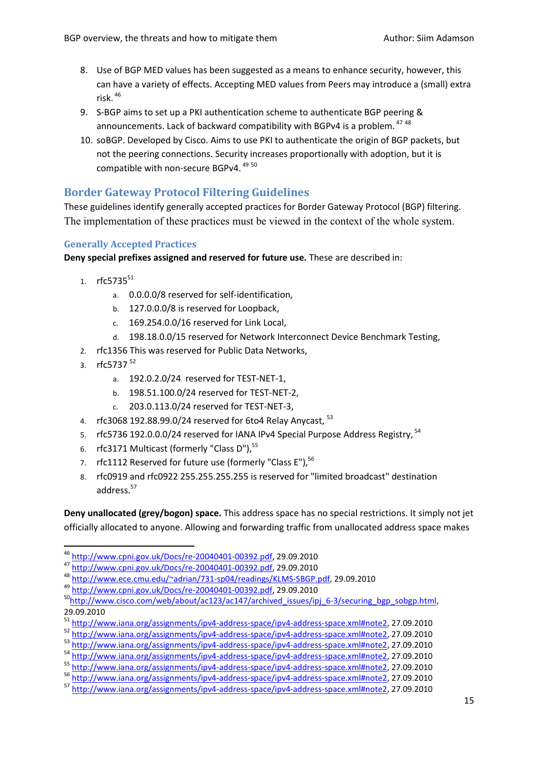8. Use of BGP MED values has been suggested as a means to enhance security, however, this can have a variety of effects. Accepting MED values from Peers may introduce a (small) extra risk.[46]
9. S-BGP aims to set up a PKI authentication scheme to authenticate BGP peering & announcements. Lack of backward compatibility with BGPv4 is a problem.[47] [48]
10. soBGP. Developed by Cisco. Aims to use PKI to authenticate the origin of BGP packets, but not the peering connections. Security increases proportionally with adoption, but it is compatible with non-secure BGPv4.[49] [50]

## Border Gateway Protocol Filtering Guidelines

These guidelines identify generally accepted practices for Border Gateway Protocol (BGP) filtering. The implementation of these practices must be viewed in the context of the whole system.

### Generally Accepted Practices

**Deny special prefixes assigned and reserved for future use.** These are described in:

1. rfc5735[51]
   a. 0.0.0.0/8 reserved for self-identification,
   b. 127.0.0.0/8 is reserved for Loopback,
   c. 169.254.0.0/16 reserved for Link Local,
   d. 198.18.0.0/15 reserved for Network Interconnect Device Benchmark Testing,
2. rfc1356 This was reserved for Public Data Networks,
3. rfc5737 [52]
   a. 192.0.2.0/24 reserved for TEST-NET-1,
   b. 198.51.100.0/24 reserved for TEST-NET-2,
   c. 203.0.113.0/24 reserved for TEST-NET-3,
4. rfc3068 192.88.99.0/24 reserved for 6to4 Relay Anycast, [53]
5. rfc5736 192.0.0.0/24 reserved for IANA IPv4 Special Purpose Address Registry, [54]
6. rfc3171 Multicast (formerly "Class D"),[55]
7. rfc1112 Reserved for future use (formerly "Class E"),[56]
8. rfc0919 and rfc0922 255.255.255.255 is reserved for "limited broadcast" destination address.[57]

**Deny unallocated (grey/bogon) space.** This address space has no special restrictions. It simply not jet officially allocated to anyone. Allowing and forwarding traffic from unallocated address space makes

---

[46] http://www.cpni.gov.uk/Docs/re-20040401-00392.pdf, 29.09.2010
[47] http://www.cpni.gov.uk/Docs/re-20040401-00392.pdf, 29.09.2010
[48] http://www.ece.cmu.edu/~adrian/731-sp04/readings/KLMS-SBGP.pdf, 29.09.2010
[49] http://www.cpni.gov.uk/Docs/re-20040401-00392.pdf, 29.09.2010
[50] http://www.cisco.com/web/about/ac123/ac147/archived_issues/ipj_6-3/securing_bgp_sobgp.html, 29.09.2010
[51] http://www.iana.org/assignments/ipv4-address-space/ipv4-address-space.xml#note2, 27.09.2010
[52] http://www.iana.org/assignments/ipv4-address-space/ipv4-address-space.xml#note2, 27.09.2010
[53] http://www.iana.org/assignments/ipv4-address-space/ipv4-address-space.xml#note2, 27.09.2010
[54] http://www.iana.org/assignments/ipv4-address-space/ipv4-address-space.xml#note2, 27.09.2010
[55] http://www.iana.org/assignments/ipv4-address-space/ipv4-address-space.xml#note2, 27.09.2010
[56] http://www.iana.org/assignments/ipv4-address-space/ipv4-address-space.xml#note2, 27.09.2010
[57] http://www.iana.org/assignments/ipv4-address-space/ipv4-address-space.xml#note2, 27.09.2010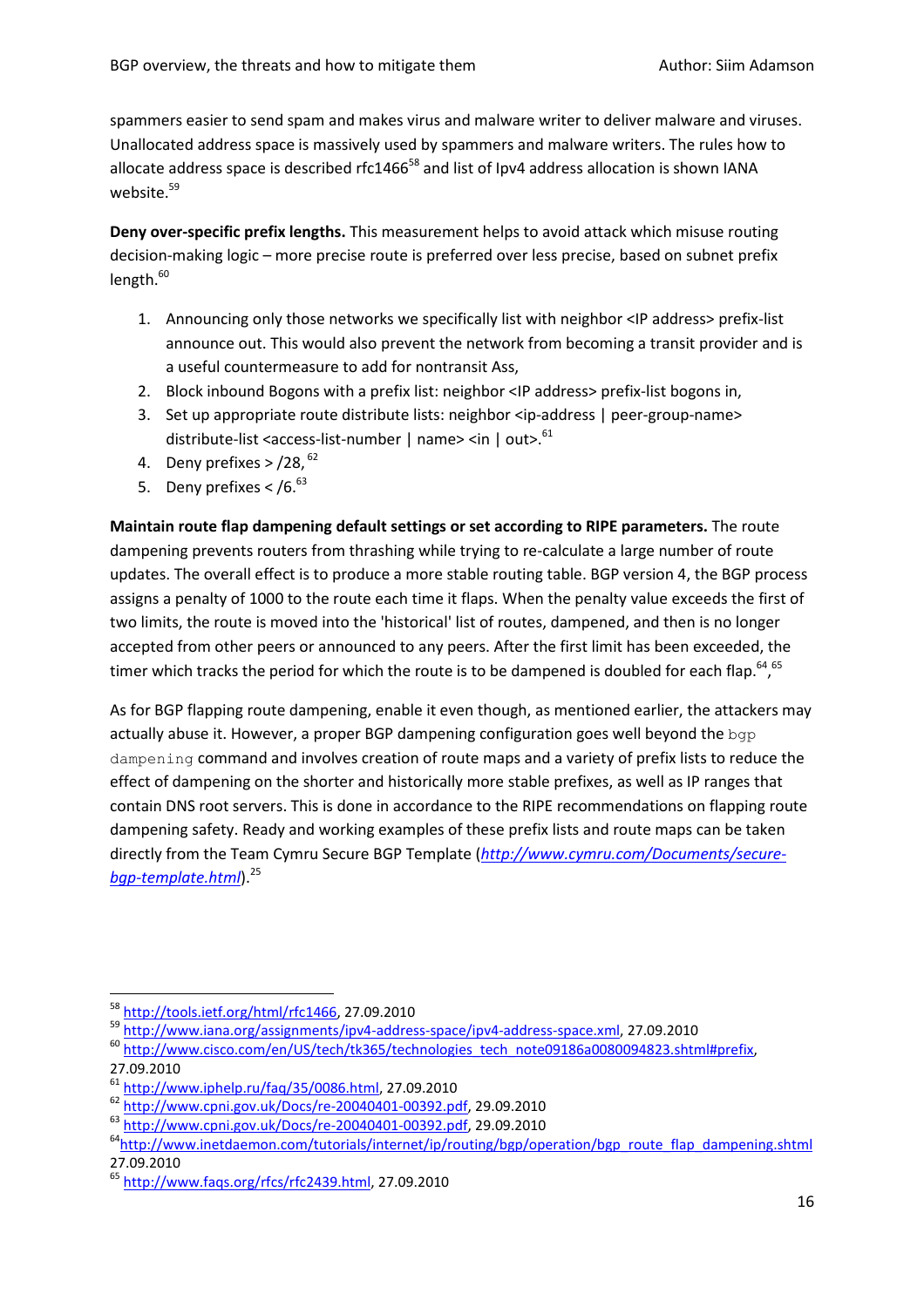spammers easier to send spam and makes virus and malware writer to deliver malware and viruses. Unallocated address space is massively used by spammers and malware writers. The rules how to allocate address space is described rfc1466[58] and list of Ipv4 address allocation is shown IANA website.[59]

**Deny over-specific prefix lengths.** This measurement helps to avoid attack which misuse routing decision-making logic – more precise route is preferred over less precise, based on subnet prefix length.[60]

1. Announcing only those networks we specifically list with neighbor <IP address> prefix-list announce out. This would also prevent the network from becoming a transit provider and is a useful countermeasure to add for nontransit Ass,
2. Block inbound Bogons with a prefix list: neighbor <IP address> prefix-list bogons in,
3. Set up appropriate route distribute lists: neighbor <ip-address | peer-group-name> distribute-list <access-list-number | name> <in | out>.[61]
4. Deny prefixes > /28,[62]
5. Deny prefixes < /6.[63]

**Maintain route flap dampening default settings or set according to RIPE parameters.** The route dampening prevents routers from thrashing while trying to re-calculate a large number of route updates. The overall effect is to produce a more stable routing table. BGP version 4, the BGP process assigns a penalty of 1000 to the route each time it flaps. When the penalty value exceeds the first of two limits, the route is moved into the 'historical' list of routes, dampened, and then is no longer accepted from other peers or announced to any peers. After the first limit has been exceeded, the timer which tracks the period for which the route is to be dampened is doubled for each flap.[64],[65]

As for BGP flapping route dampening, enable it even though, as mentioned earlier, the attackers may actually abuse it. However, a proper BGP dampening configuration goes well beyond the `bgp dampening` command and involves creation of route maps and a variety of prefix lists to reduce the effect of dampening on the shorter and historically more stable prefixes, as well as IP ranges that contain DNS root servers. This is done in accordance to the RIPE recommendations on flapping route dampening safety. Ready and working examples of these prefix lists and route maps can be taken directly from the Team Cymru Secure BGP Template (*http://www.cymru.com/Documents/secure-bgp-template.html*).[25]

---

[58] http://tools.ietf.org/html/rfc1466, 27.09.2010

[59] http://www.iana.org/assignments/ipv4-address-space/ipv4-address-space.xml, 27.09.2010

[60] http://www.cisco.com/en/US/tech/tk365/technologies_tech_note09186a0080094823.shtml#prefix, 27.09.2010

[61] http://www.iphelp.ru/faq/35/0086.html, 27.09.2010

[62] http://www.cpni.gov.uk/Docs/re-20040401-00392.pdf, 29.09.2010

[63] http://www.cpni.gov.uk/Docs/re-20040401-00392.pdf, 29.09.2010

[64] http://www.inetdaemon.com/tutorials/internet/ip/routing/bgp/operation/bgp_route_flap_dampening.shtml 27.09.2010

[65] http://www.faqs.org/rfcs/rfc2439.html, 27.09.2010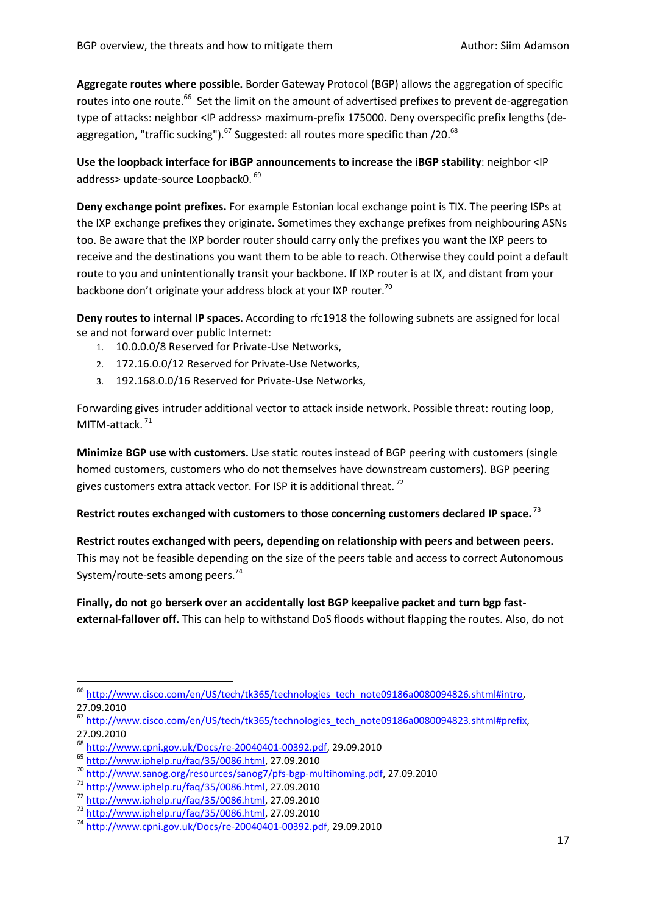**Aggregate routes where possible.** Border Gateway Protocol (BGP) allows the aggregation of specific routes into one route.[66] Set the limit on the amount of advertised prefixes to prevent de-aggregation type of attacks: neighbor <IP address> maximum-prefix 175000. Deny overspecific prefix lengths (de-aggregation, "traffic sucking").[67] Suggested: all routes more specific than /20.[68]

**Use the loopback interface for iBGP announcements to increase the iBGP stability**: neighbor <IP address> update-source Loopback0. [69]

**Deny exchange point prefixes.** For example Estonian local exchange point is TIX. The peering ISPs at the IXP exchange prefixes they originate. Sometimes they exchange prefixes from neighbouring ASNs too. Be aware that the IXP border router should carry only the prefixes you want the IXP peers to receive and the destinations you want them to be able to reach. Otherwise they could point a default route to you and unintentionally transit your backbone. If IXP router is at IX, and distant from your backbone don't originate your address block at your IXP router.[70]

**Deny routes to internal IP spaces.** According to rfc1918 the following subnets are assigned for local se and not forward over public Internet:

1. 10.0.0.0/8 Reserved for Private-Use Networks,
2. 172.16.0.0/12 Reserved for Private-Use Networks,
3. 192.168.0.0/16 Reserved for Private-Use Networks,

Forwarding gives intruder additional vector to attack inside network. Possible threat: routing loop, MITM-attack. [71]

**Minimize BGP use with customers.** Use static routes instead of BGP peering with customers (single homed customers, customers who do not themselves have downstream customers). BGP peering gives customers extra attack vector. For ISP it is additional threat. [72]

**Restrict routes exchanged with customers to those concerning customers declared IP space.** [73]

**Restrict routes exchanged with peers, depending on relationship with peers and between peers.** This may not be feasible depending on the size of the peers table and access to correct Autonomous System/route-sets among peers.[74]

**Finally, do not go berserk over an accidentally lost BGP keepalive packet and turn bgp fast-external-fallover off.** This can help to withstand DoS floods without flapping the routes. Also, do not

---

[66] http://www.cisco.com/en/US/tech/tk365/technologies_tech_note09186a0080094826.shtml#intro, 27.09.2010

[67] http://www.cisco.com/en/US/tech/tk365/technologies_tech_note09186a0080094823.shtml#prefix, 27.09.2010

[68] http://www.cpni.gov.uk/Docs/re-20040401-00392.pdf, 29.09.2010

[69] http://www.iphelp.ru/faq/35/0086.html, 27.09.2010

[70] http://www.sanog.org/resources/sanog7/pfs-bgp-multihoming.pdf, 27.09.2010

[71] http://www.iphelp.ru/faq/35/0086.html, 27.09.2010

[72] http://www.iphelp.ru/faq/35/0086.html, 27.09.2010

[73] http://www.iphelp.ru/faq/35/0086.html, 27.09.2010

[74] http://www.cpni.gov.uk/Docs/re-20040401-00392.pdf, 29.09.2010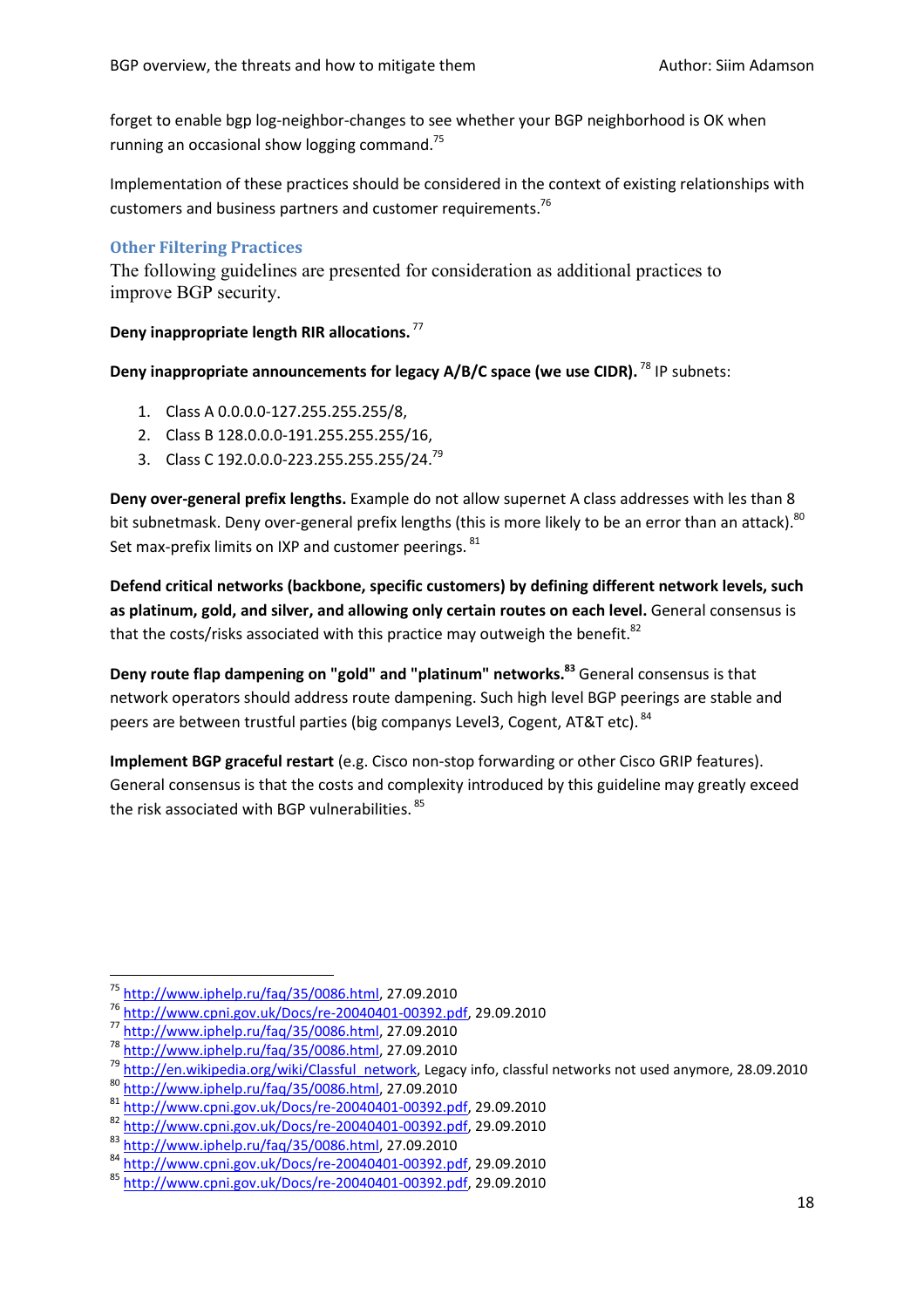forget to enable bgp log-neighbor-changes to see whether your BGP neighborhood is OK when running an occasional show logging command.[75]

Implementation of these practices should be considered in the context of existing relationships with customers and business partners and customer requirements.[76]

### Other Filtering Practices

The following guidelines are presented for consideration as additional practices to improve BGP security.

**Deny inappropriate length RIR allocations.** [77]

**Deny inappropriate announcements for legacy A/B/C space (we use CIDR).** [78] IP subnets:

1. Class A 0.0.0.0-127.255.255.255/8,
2. Class B 128.0.0.0-191.255.255.255/16,
3. Class C 192.0.0.0-223.255.255.255/24.[79]

**Deny over-general prefix lengths.** Example do not allow supernet A class addresses with les than 8 bit subnetmask. Deny over-general prefix lengths (this is more likely to be an error than an attack).[80] Set max-prefix limits on IXP and customer peerings. [81]

**Defend critical networks (backbone, specific customers) by defining different network levels, such as platinum, gold, and silver, and allowing only certain routes on each level.** General consensus is that the costs/risks associated with this practice may outweigh the benefit.[82]

**Deny route flap dampening on "gold" and "platinum" networks.[83]** General consensus is that network operators should address route dampening. Such high level BGP peerings are stable and peers are between trustful parties (big companys Level3, Cogent, AT&T etc). [84]

**Implement BGP graceful restart** (e.g. Cisco non-stop forwarding or other Cisco GRIP features). General consensus is that the costs and complexity introduced by this guideline may greatly exceed the risk associated with BGP vulnerabilities. [85]

---

[75] http://www.iphelp.ru/faq/35/0086.html, 27.09.2010
[76] http://www.cpni.gov.uk/Docs/re-20040401-00392.pdf, 29.09.2010
[77] http://www.iphelp.ru/faq/35/0086.html, 27.09.2010
[78] http://www.iphelp.ru/faq/35/0086.html, 27.09.2010
[79] http://en.wikipedia.org/wiki/Classful_network, Legacy info, classful networks not used anymore, 28.09.2010
[80] http://www.iphelp.ru/faq/35/0086.html, 27.09.2010
[81] http://www.cpni.gov.uk/Docs/re-20040401-00392.pdf, 29.09.2010
[82] http://www.cpni.gov.uk/Docs/re-20040401-00392.pdf, 29.09.2010
[83] http://www.iphelp.ru/faq/35/0086.html, 27.09.2010
[84] http://www.cpni.gov.uk/Docs/re-20040401-00392.pdf, 29.09.2010
[85] http://www.cpni.gov.uk/Docs/re-20040401-00392.pdf, 29.09.2010